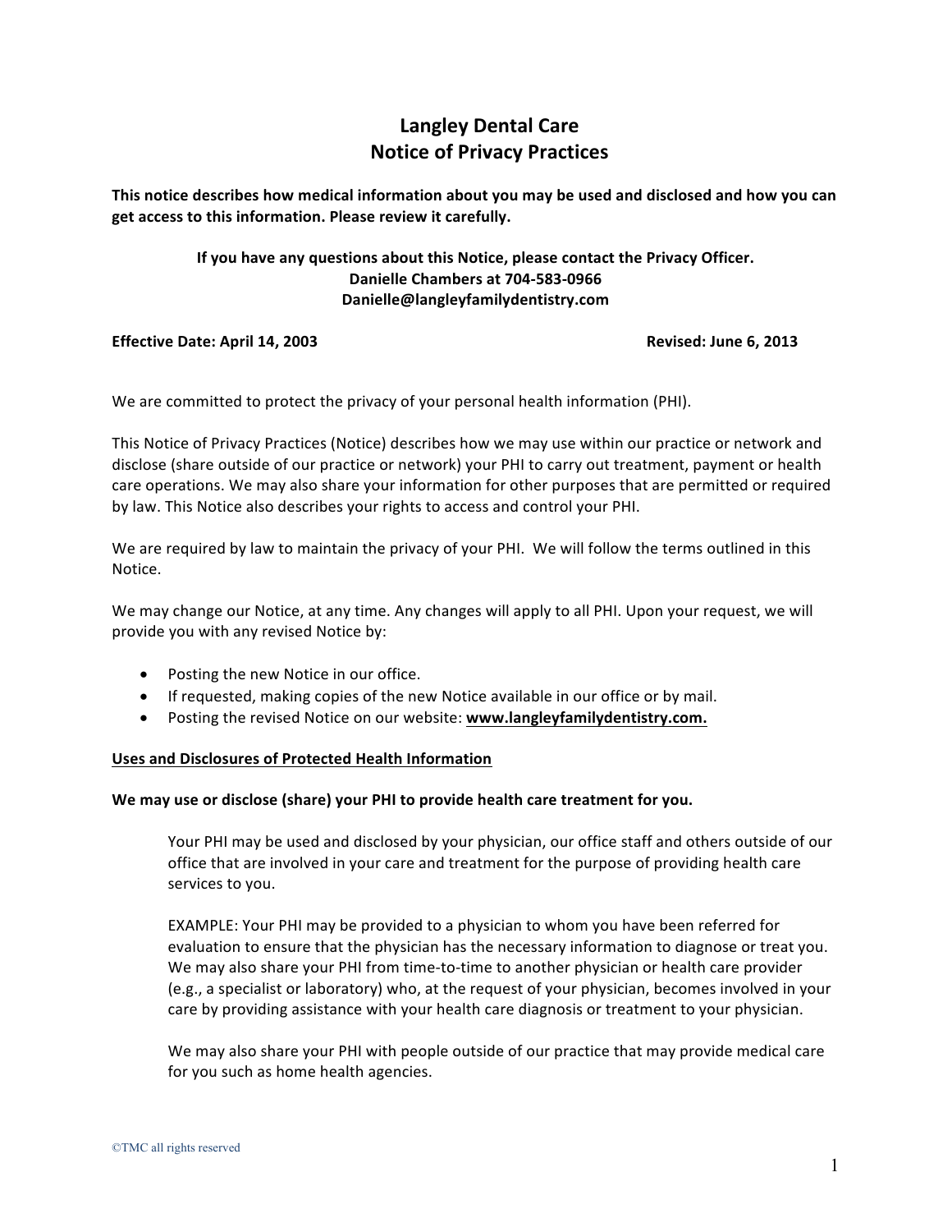# Langley Dental Care
# Notice of Privacy Practices

**This notice describes how medical information about you may be used and disclosed and how you can get access to this information. Please review it carefully.**

**If you have any questions about this Notice, please contact the Privacy Officer.**
**Danielle Chambers at 704-583-0966**
**Danielle@langleyfamilydentistry.com**

**Effective Date: April 14, 2003** | **Revised: June 6, 2013**

We are committed to protect the privacy of your personal health information (PHI).

This Notice of Privacy Practices (Notice) describes how we may use within our practice or network and disclose (share outside of our practice or network) your PHI to carry out treatment, payment or health care operations. We may also share your information for other purposes that are permitted or required by law. This Notice also describes your rights to access and control your PHI.

We are required by law to maintain the privacy of your PHI. We will follow the terms outlined in this Notice.

We may change our Notice, at any time. Any changes will apply to all PHI. Upon your request, we will provide you with any revised Notice by:

- Posting the new Notice in our office.
- If requested, making copies of the new Notice available in our office or by mail.
- Posting the revised Notice on our website: **www.langleyfamilydentistry.com.**

## Uses and Disclosures of Protected Health Information

**We may use or disclose (share) your PHI to provide health care treatment for you.**

> Your PHI may be used and disclosed by your physician, our office staff and others outside of our office that are involved in your care and treatment for the purpose of providing health care services to you.
>
> EXAMPLE: Your PHI may be provided to a physician to whom you have been referred for evaluation to ensure that the physician has the necessary information to diagnose or treat you. We may also share your PHI from time-to-time to another physician or health care provider (e.g., a specialist or laboratory) who, at the request of your physician, becomes involved in your care by providing assistance with your health care diagnosis or treatment to your physician.
>
> We may also share your PHI with people outside of our practice that may provide medical care for you such as home health agencies.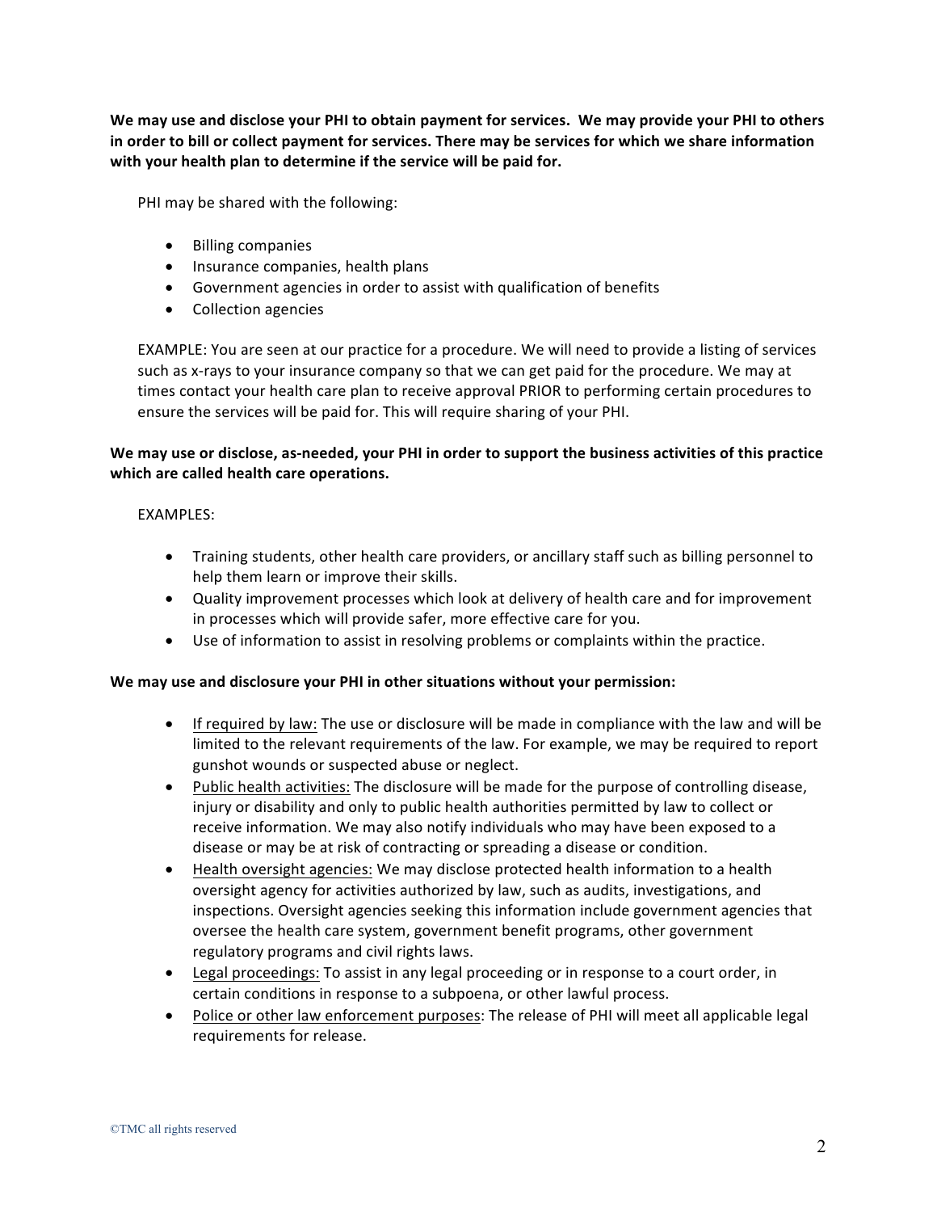**We may use and disclose your PHI to obtain payment for services. We may provide your PHI to others in order to bill or collect payment for services. There may be services for which we share information with your health plan to determine if the service will be paid for.**

PHI may be shared with the following:

- Billing companies
- Insurance companies, health plans
- Government agencies in order to assist with qualification of benefits
- Collection agencies

EXAMPLE: You are seen at our practice for a procedure. We will need to provide a listing of services such as x-rays to your insurance company so that we can get paid for the procedure. We may at times contact your health care plan to receive approval PRIOR to performing certain procedures to ensure the services will be paid for. This will require sharing of your PHI.

**We may use or disclose, as-needed, your PHI in order to support the business activities of this practice which are called health care operations.**

EXAMPLES:

- Training students, other health care providers, or ancillary staff such as billing personnel to help them learn or improve their skills.
- Quality improvement processes which look at delivery of health care and for improvement in processes which will provide safer, more effective care for you.
- Use of information to assist in resolving problems or complaints within the practice.

**We may use and disclosure your PHI in other situations without your permission:**

- <u>If required by law:</u> The use or disclosure will be made in compliance with the law and will be limited to the relevant requirements of the law. For example, we may be required to report gunshot wounds or suspected abuse or neglect.
- <u>Public health activities:</u> The disclosure will be made for the purpose of controlling disease, injury or disability and only to public health authorities permitted by law to collect or receive information. We may also notify individuals who may have been exposed to a disease or may be at risk of contracting or spreading a disease or condition.
- <u>Health oversight agencies:</u> We may disclose protected health information to a health oversight agency for activities authorized by law, such as audits, investigations, and inspections. Oversight agencies seeking this information include government agencies that oversee the health care system, government benefit programs, other government regulatory programs and civil rights laws.
- <u>Legal proceedings:</u> To assist in any legal proceeding or in response to a court order, in certain conditions in response to a subpoena, or other lawful process.
- <u>Police or other law enforcement purposes</u>: The release of PHI will meet all applicable legal requirements for release.

©TMC all rights reserved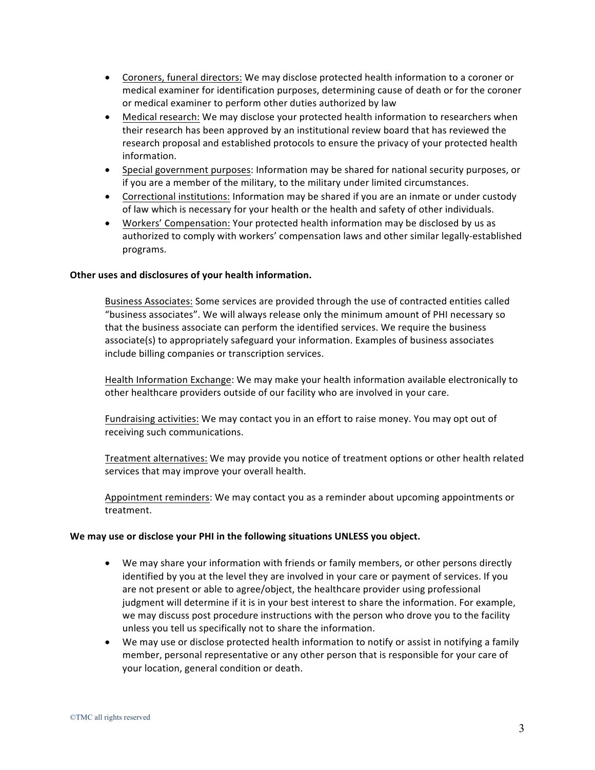- Coroners, funeral directors: We may disclose protected health information to a coroner or medical examiner for identification purposes, determining cause of death or for the coroner or medical examiner to perform other duties authorized by law
- Medical research: We may disclose your protected health information to researchers when their research has been approved by an institutional review board that has reviewed the research proposal and established protocols to ensure the privacy of your protected health information.
- Special government purposes: Information may be shared for national security purposes, or if you are a member of the military, to the military under limited circumstances.
- Correctional institutions: Information may be shared if you are an inmate or under custody of law which is necessary for your health or the health and safety of other individuals.
- Workers' Compensation: Your protected health information may be disclosed by us as authorized to comply with workers' compensation laws and other similar legally-established programs.

**Other uses and disclosures of your health information.**

Business Associates: Some services are provided through the use of contracted entities called "business associates". We will always release only the minimum amount of PHI necessary so that the business associate can perform the identified services. We require the business associate(s) to appropriately safeguard your information. Examples of business associates include billing companies or transcription services.

Health Information Exchange: We may make your health information available electronically to other healthcare providers outside of our facility who are involved in your care.

Fundraising activities: We may contact you in an effort to raise money. You may opt out of receiving such communications.

Treatment alternatives: We may provide you notice of treatment options or other health related services that may improve your overall health.

Appointment reminders: We may contact you as a reminder about upcoming appointments or treatment.

**We may use or disclose your PHI in the following situations UNLESS you object.**

- We may share your information with friends or family members, or other persons directly identified by you at the level they are involved in your care or payment of services. If you are not present or able to agree/object, the healthcare provider using professional judgment will determine if it is in your best interest to share the information. For example, we may discuss post procedure instructions with the person who drove you to the facility unless you tell us specifically not to share the information.
- We may use or disclose protected health information to notify or assist in notifying a family member, personal representative or any other person that is responsible for your care of your location, general condition or death.

©TMC all rights reserved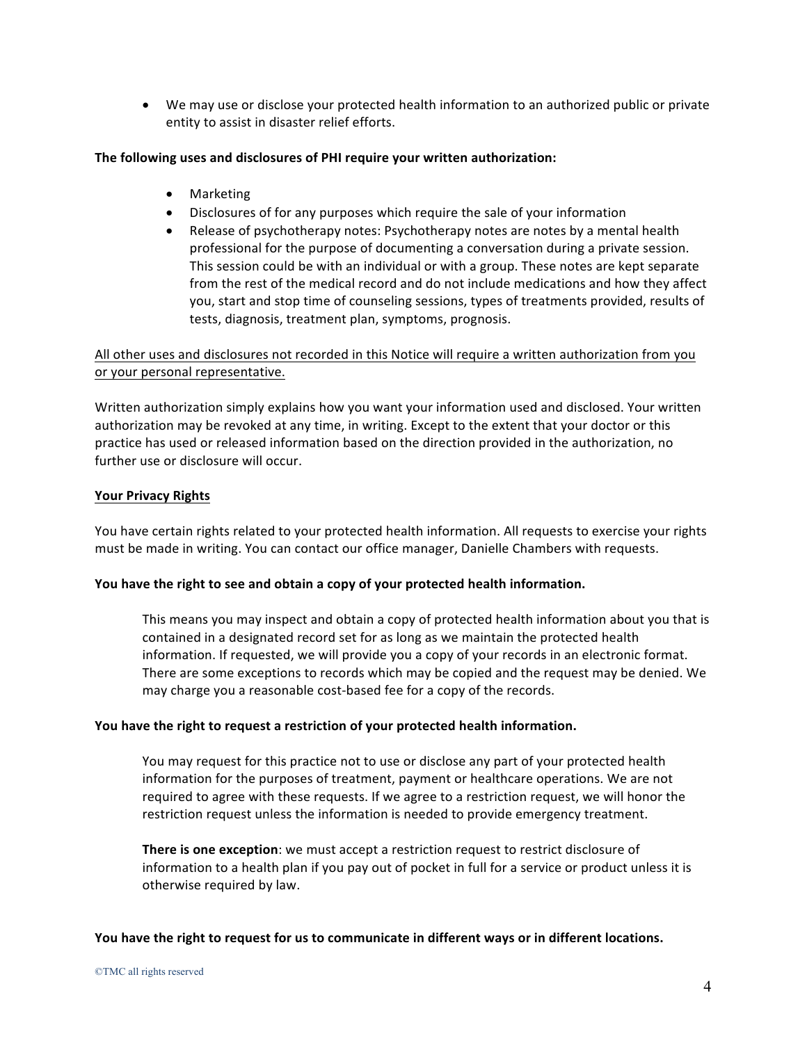- We may use or disclose your protected health information to an authorized public or private entity to assist in disaster relief efforts.

**The following uses and disclosures of PHI require your written authorization:**

- Marketing
- Disclosures of for any purposes which require the sale of your information
- Release of psychotherapy notes: Psychotherapy notes are notes by a mental health professional for the purpose of documenting a conversation during a private session. This session could be with an individual or with a group. These notes are kept separate from the rest of the medical record and do not include medications and how they affect you, start and stop time of counseling sessions, types of treatments provided, results of tests, diagnosis, treatment plan, symptoms, prognosis.

<u>All other uses and disclosures not recorded in this Notice will require a written authorization from you or your personal representative.</u>

Written authorization simply explains how you want your information used and disclosed. Your written authorization may be revoked at any time, in writing. Except to the extent that your doctor or this practice has used or released information based on the direction provided in the authorization, no further use or disclosure will occur.

**<u>Your Privacy Rights</u>**

You have certain rights related to your protected health information. All requests to exercise your rights must be made in writing. You can contact our office manager, Danielle Chambers with requests.

**You have the right to see and obtain a copy of your protected health information.**

This means you may inspect and obtain a copy of protected health information about you that is contained in a designated record set for as long as we maintain the protected health information. If requested, we will provide you a copy of your records in an electronic format. There are some exceptions to records which may be copied and the request may be denied. We may charge you a reasonable cost-based fee for a copy of the records.

**You have the right to request a restriction of your protected health information.**

You may request for this practice not to use or disclose any part of your protected health information for the purposes of treatment, payment or healthcare operations. We are not required to agree with these requests. If we agree to a restriction request, we will honor the restriction request unless the information is needed to provide emergency treatment.

**There is one exception**: we must accept a restriction request to restrict disclosure of information to a health plan if you pay out of pocket in full for a service or product unless it is otherwise required by law.

**You have the right to request for us to communicate in different ways or in different locations.**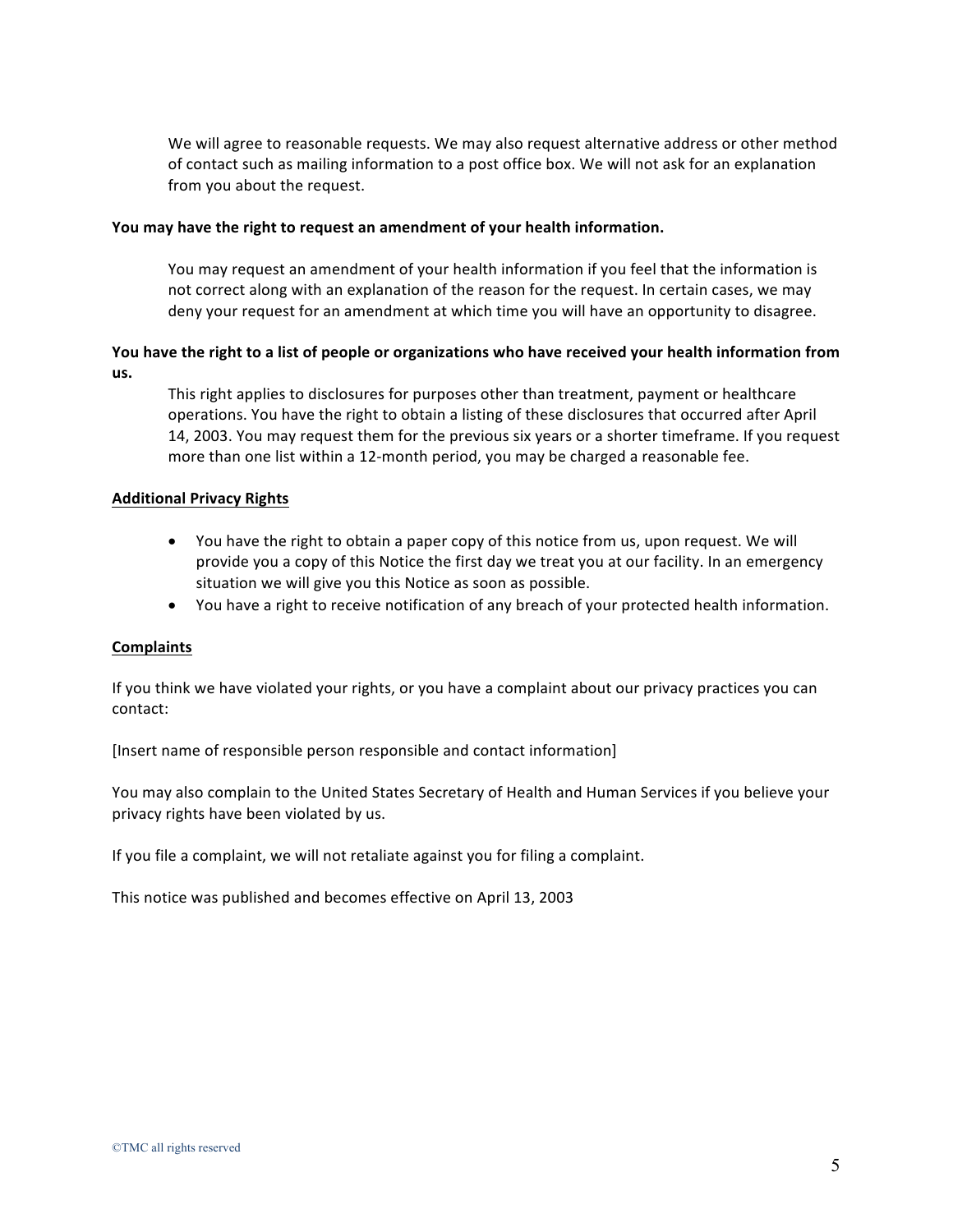We will agree to reasonable requests. We may also request alternative address or other method of contact such as mailing information to a post office box. We will not ask for an explanation from you about the request.

**You may have the right to request an amendment of your health information.**

You may request an amendment of your health information if you feel that the information is not correct along with an explanation of the reason for the request. In certain cases, we may deny your request for an amendment at which time you will have an opportunity to disagree.

**You have the right to a list of people or organizations who have received your health information from us.**

This right applies to disclosures for purposes other than treatment, payment or healthcare operations. You have the right to obtain a listing of these disclosures that occurred after April 14, 2003. You may request them for the previous six years or a shorter timeframe. If you request more than one list within a 12-month period, you may be charged a reasonable fee.

**<u>Additional Privacy Rights</u>**

- You have the right to obtain a paper copy of this notice from us, upon request. We will provide you a copy of this Notice the first day we treat you at our facility. In an emergency situation we will give you this Notice as soon as possible.
- You have a right to receive notification of any breach of your protected health information.

**<u>Complaints</u>**

If you think we have violated your rights, or you have a complaint about our privacy practices you can contact:

[Insert name of responsible person responsible and contact information]

You may also complain to the United States Secretary of Health and Human Services if you believe your privacy rights have been violated by us.

If you file a complaint, we will not retaliate against you for filing a complaint.

This notice was published and becomes effective on April 13, 2003

©TMC all rights reserved